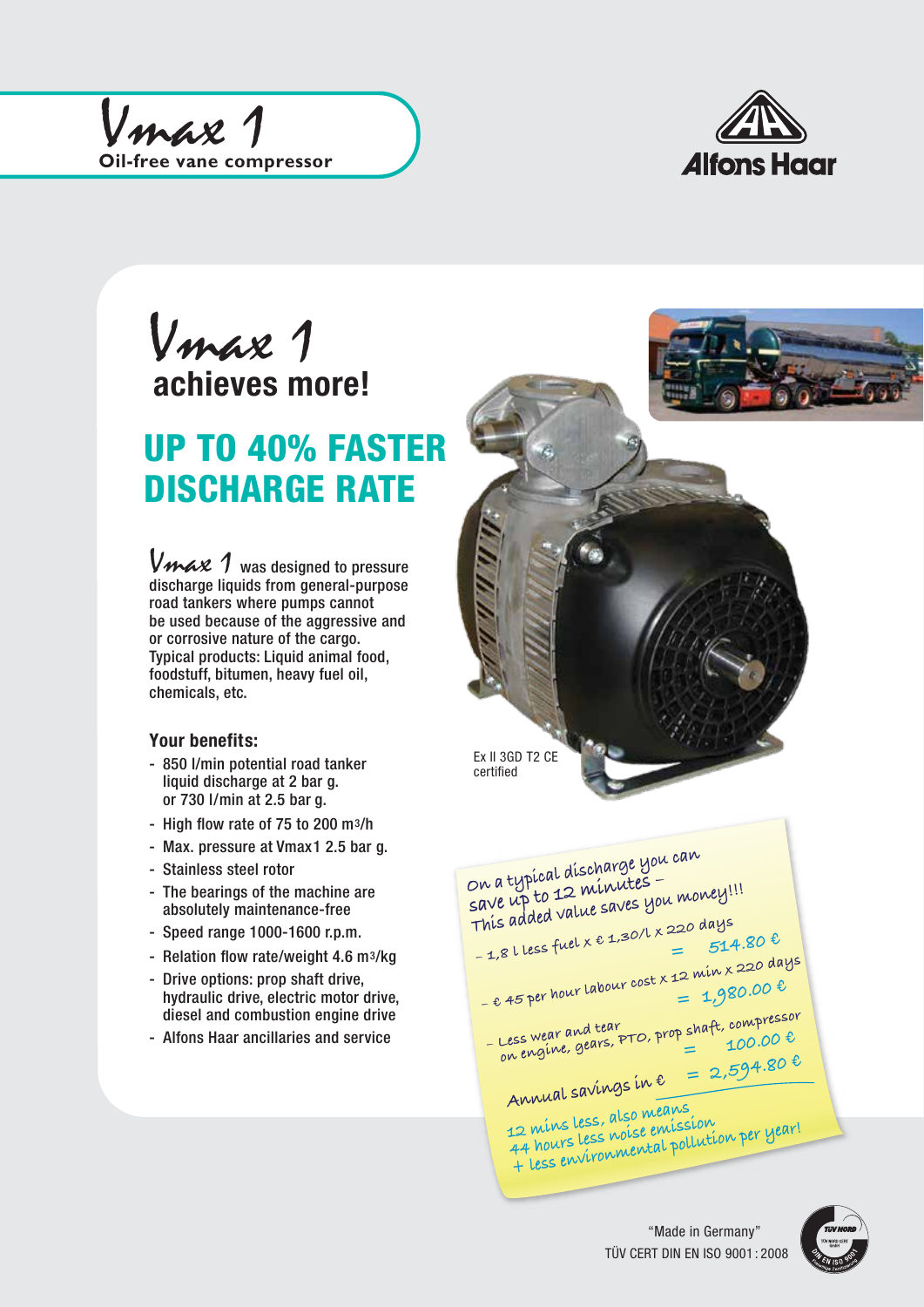# Vmax 1

**Oil-free vane compressor**

Alfons Haar

## Vmax 1 achieves more!

## UP TO 40% FASTER DISCHARGE RATE

Vmax 1 was designed to pressure discharge liquids from general-purpose road tankers where pumps cannot be used because of the aggressive and or corrosive nature of the cargo. Typical products: Liquid animal food, foodstuff, bitumen, heavy fuel oil, chemicals, etc.

### Your benefits:

- 850 l/min potential road tanker liquid discharge at 2 bar g. or 730 l/min at 2.5 bar g.
- High flow rate of 75 to 200 m3/h
- Max. pressure at Vmax1 2.5 bar g.
- Stainless steel rotor
- The bearings of the machine are absolutely maintenance-free
- Speed range 1000-1600 r.p.m.
- Relation flow rate/weight 4.6 m3/kg
- Drive options: prop shaft drive, hydraulic drive, electric motor drive, diesel and combustion engine drive
- Alfons Haar ancillaries and service

Ex II 3GD T2 CE certified

On a typical discharge you can save up to 12 minutes –
This added value saves you money!!!

- 1,8 l less fuel x € 1,30/l x 220 days = 514.80 €
- € 45 per hour labour cost x 12 min x 220 days = 1,980.00 €
- Less wear and tear on engine, gears, PTO, prop shaft, compressor = 100.00 €

Annual savings in € = 2,594.80 €

12 mins less, also means
44 hours less noise emission
+ less environmental pollution per year!

"Made in Germany"
TÜV CERT DIN EN ISO 9001 : 2008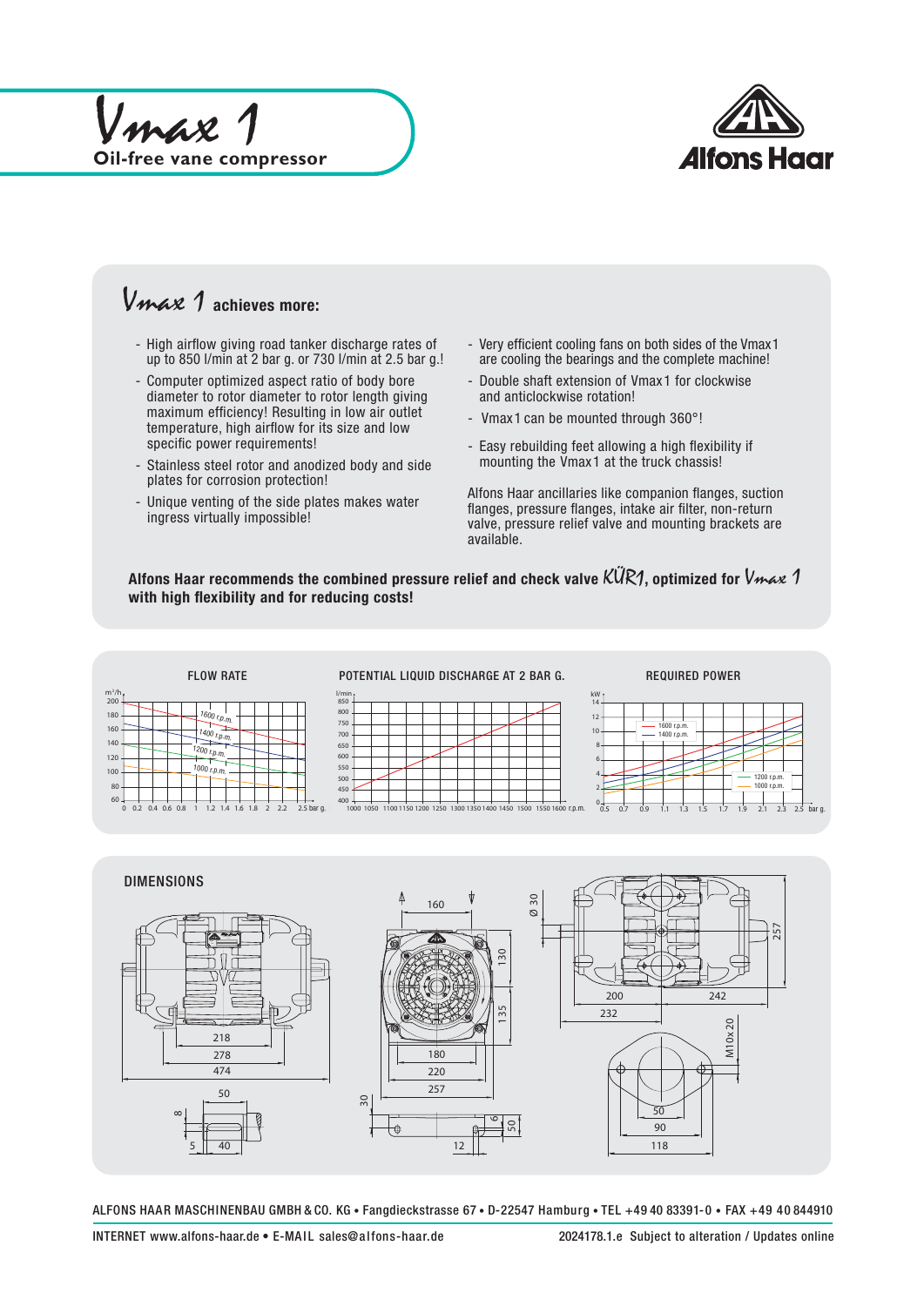# Vmax 1

**Oil-free vane compressor**

Alfons Haar

## Vmax 1 achieves more:

- High airflow giving road tanker discharge rates of up to 850 l/min at 2 bar g. or 730 l/min at 2.5 bar g.!
- Computer optimized aspect ratio of body bore diameter to rotor diameter to rotor length giving maximum efficiency! Resulting in low air outlet temperature, high airflow for its size and low specific power requirements!
- Stainless steel rotor and anodized body and side plates for corrosion protection!
- Unique venting of the side plates makes water ingress virtually impossible!
- Very efficient cooling fans on both sides of the Vmax1 are cooling the bearings and the complete machine!
- Double shaft extension of Vmax1 for clockwise and anticlockwise rotation!
- Vmax1 can be mounted through 360°!
- Easy rebuilding feet allowing a high flexibility if mounting the Vmax1 at the truck chassis!

Alfons Haar ancillaries like companion flanges, suction flanges, pressure flanges, intake air filter, non-return valve, pressure relief valve and mounting brackets are available.

**Alfons Haar recommends the combined pressure relief and check valve KÜR1, optimized for Vmax 1 with high flexibility and for reducing costs!**

### FLOW RATE

m³/h
200
180
160
140
120
100
80
60
0 0.2 0.4 0.6 0.8 1 1.2 1.4 1.6 1.8 2 2.2 2.5 bar g.
1600 r.p.m.
1400 r.p.m.
1200 r.p.m.
1000 r.p.m.

### POTENTIAL LIQUID DISCHARGE AT 2 BAR G.

l/min
850
800
750
700
650
600
550
500
450
400
1000 1050 1100 1150 1200 1250 1300 1350 1400 1450 1500 1550 1600 r.p.m.

### REQUIRED POWER

kW
14
12
10
8
6
4
2
0
0.5 0.7 0.9 1.1 1.3 1.5 1.7 1.9 2.1 2.3 2.5 bar g.
1600 r.p.m.
1400 r.p.m.
1200 r.p.m.
1000 r.p.m.

### DIMENSIONS

218
278
474
50
8
5
40
160
130
135
180
220
257
30
6
50
12
Ø 30
257
200
242
232
M10x20
50
90
118

ALFONS HAAR MASCHINENBAU GMBH & CO. KG • Fangdieckstrasse 67 • D-22547 Hamburg • TEL +49 40 83391-0 • FAX +49 40 844910

INTERNET www.alfons-haar.de • E-MAIL sales@alfons-haar.de

2024178.1.e Subject to alteration / Updates online